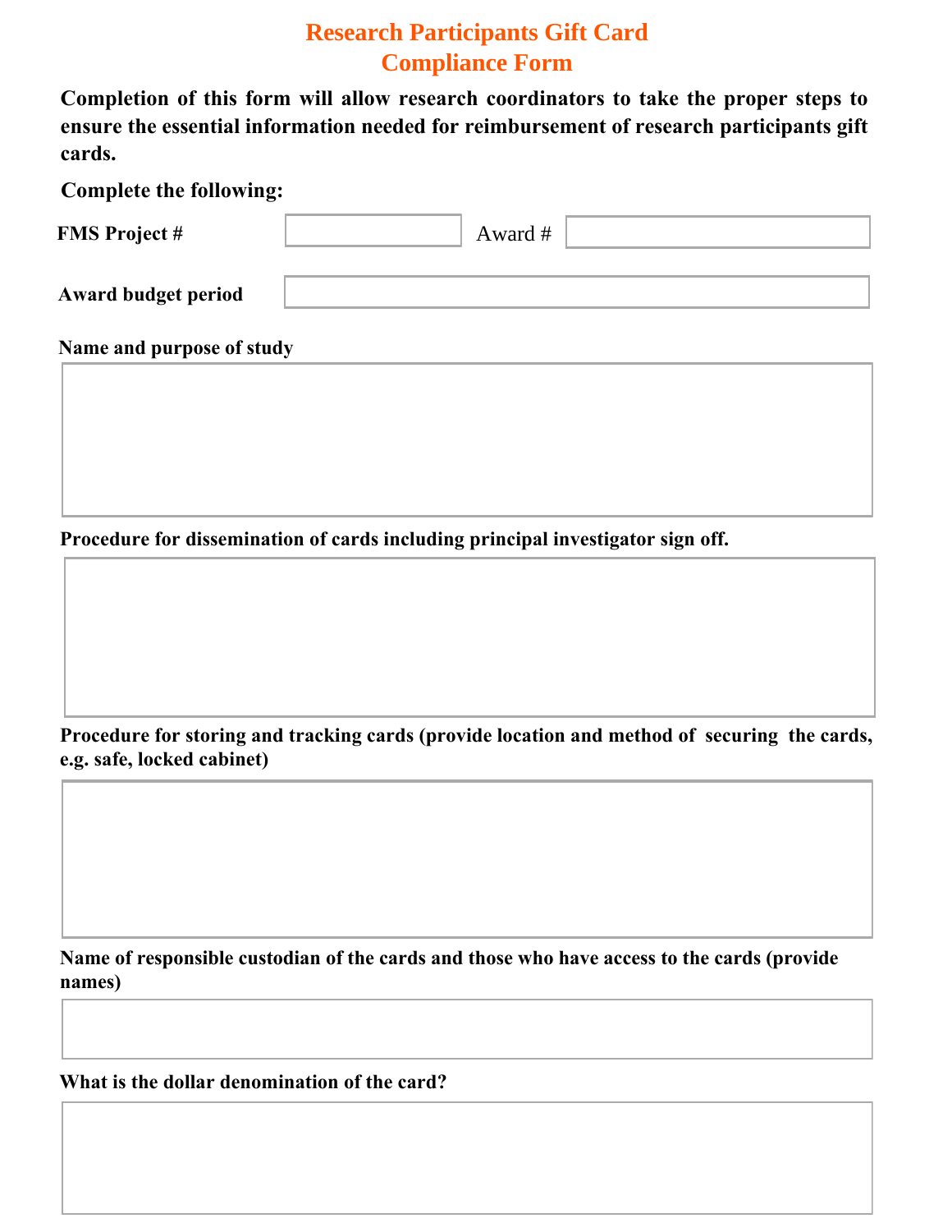# Research Participants Gift Card Compliance Form

**Completion of this form will allow research coordinators to take the proper steps to ensure the essential information needed for reimbursement of research participants gift cards.**

**Complete the following:**

**FMS Project #** \_\_\_\_\_\_\_\_\_\_ Award # \_\_\_\_\_\_\_\_\_\_

**Award budget period** \_\_\_\_\_\_\_\_\_\_

**Name and purpose of study**

&nbsp;

**Procedure for dissemination of cards including principal investigator sign off.**

&nbsp;

**Procedure for storing and tracking cards (provide location and method of securing the cards, e.g. safe, locked cabinet)**

&nbsp;

**Name of responsible custodian of the cards and those who have access to the cards (provide names)**

&nbsp;

**What is the dollar denomination of the card?**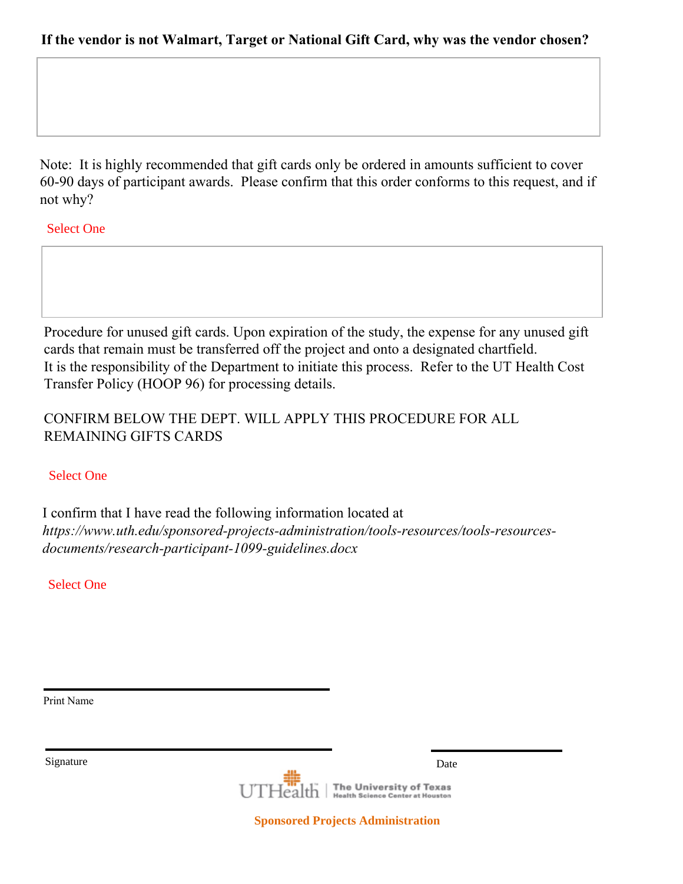**If the vendor is not Walmart, Target or National Gift Card, why was the vendor chosen?**

Note: It is highly recommended that gift cards only be ordered in amounts sufficient to cover 60-90 days of participant awards. Please confirm that this order conforms to this request, and if not why?

Select One

Procedure for unused gift cards. Upon expiration of the study, the expense for any unused gift cards that remain must be transferred off the project and onto a designated chartfield. It is the responsibility of the Department to initiate this process. Refer to the UT Health Cost Transfer Policy (HOOP 96) for processing details.

CONFIRM BELOW THE DEPT. WILL APPLY THIS PROCEDURE FOR ALL REMAINING GIFTS CARDS

Select One

I confirm that I have read the following information located at *https://www.uth.edu/sponsored-projects-administration/tools-resources/tools-resources-documents/research-participant-1099-guidelines.docx*

Select One

Print Name

Signature

Date

UTHealth | The University of Texas Health Science Center at Houston

Sponsored Projects Administration